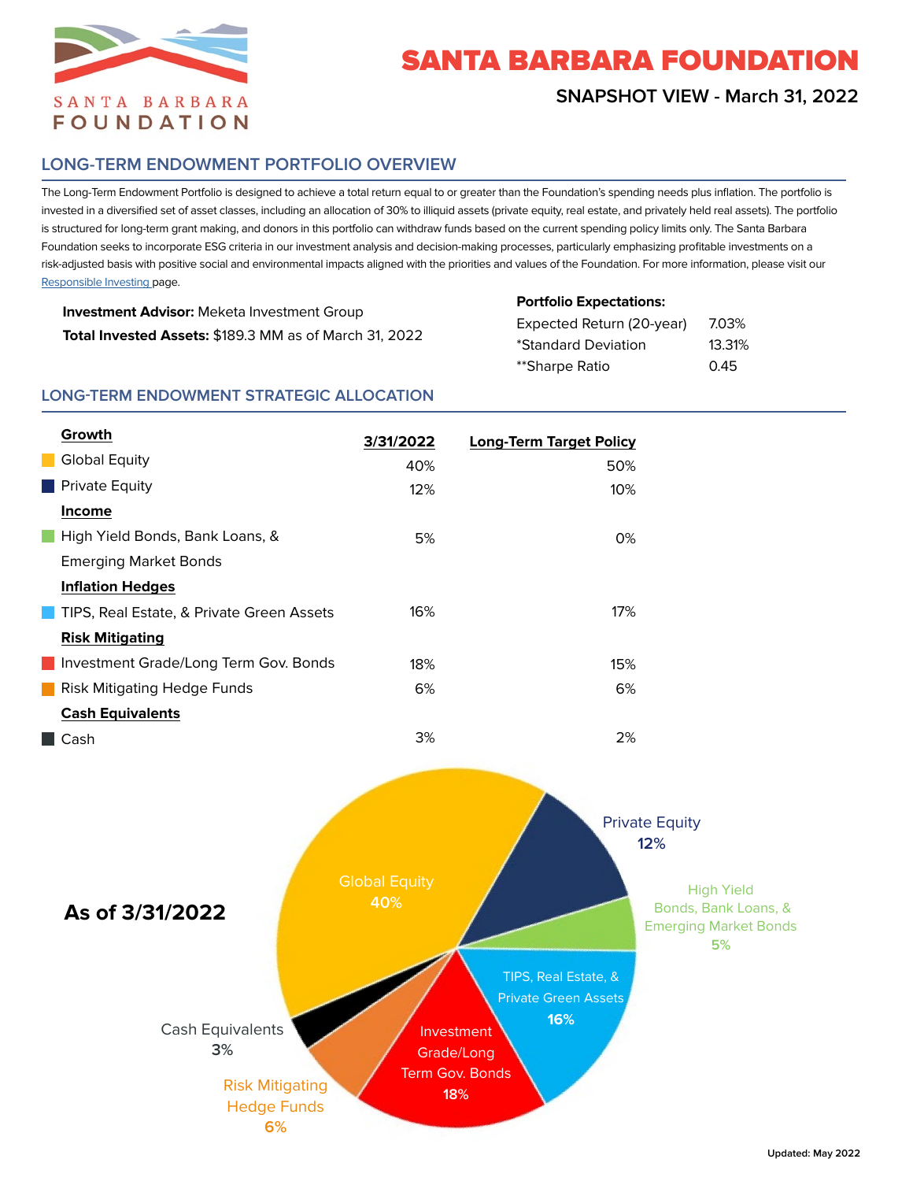# SANTA BARBARA FOUNDATION

**SNAPSHOT VIEW - March 31, 2022**

## LONG-TERM ENDOWMENT PORTFOLIO OVERVIEW

The Long-Term Endowment Portfolio is designed to achieve a total return equal to or greater than the Foundation's spending needs plus inflation. The portfolio is invested in a diversified set of asset classes, including an allocation of 30% to illiquid assets (private equity, real estate, and privately held real assets). The portfolio is structured for long-term grant making, and donors in this portfolio can withdraw funds based on the current spending policy limits only. The Santa Barbara Foundation seeks to incorporate ESG criteria in our investment analysis and decision-making processes, particularly emphasizing profitable investments on a risk-adjusted basis with positive social and environmental impacts aligned with the priorities and values of the Foundation. For more information, please visit our Responsible Investing page.

**Investment Advisor:** Meketa Investment Group

**Total Invested Assets:** $189.3 MM as of March 31, 2022

**Portfolio Expectations:**

| | |
|---|---|
| Expected Return (20-year) | 7.03% |
| *Standard Deviation | 13.31% |
| **Sharpe Ratio | 0.45 |

## LONG-TERM ENDOWMENT STRATEGIC ALLOCATION

| | 3/31/2022 | Long-Term Target Policy |
|---|---|---|
| **Growth** | | |
| Global Equity | 40% | 50% |
| Private Equity | 12% | 10% |
| **Income** | | |
| High Yield Bonds, Bank Loans, & Emerging Market Bonds | 5% | 0% |
| **Inflation Hedges** | | |
| TIPS, Real Estate, & Private Green Assets | 16% | 17% |
| **Risk Mitigating** | | |
| Investment Grade/Long Term Gov. Bonds | 18% | 15% |
| Risk Mitigating Hedge Funds | 6% | 6% |
| **Cash Equivalents** | | |
| Cash | 3% | 2% |

**As of 3/31/2022**

- Global Equity 40%
- Private Equity 12%
- High Yield Bonds, Bank Loans, & Emerging Market Bonds 5%
- TIPS, Real Estate, & Private Green Assets 16%
- Investment Grade/Long Term Gov. Bonds 18%
- Risk Mitigating Hedge Funds 6%
- Cash Equivalents 3%

Updated: May 2022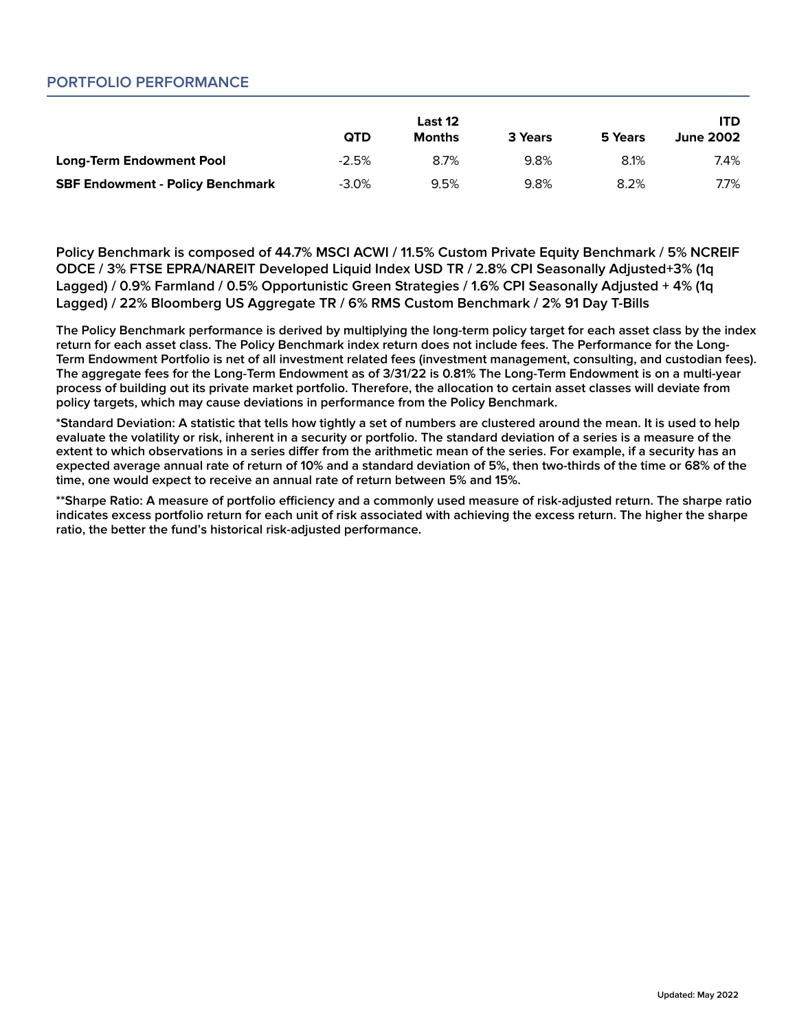## PORTFOLIO PERFORMANCE

| | QTD | Last 12 Months | 3 Years | 5 Years | ITD June 2002 |
|---|---|---|---|---|---|
| **Long-Term Endowment Pool** | -2.5% | 8.7% | 9.8% | 8.1% | 7.4% |
| **SBF Endowment - Policy Benchmark** | -3.0% | 9.5% | 9.8% | 8.2% | 7.7% |

**Policy Benchmark is composed of 44.7% MSCI ACWI / 11.5% Custom Private Equity Benchmark / 5% NCREIF ODCE / 3% FTSE EPRA/NAREIT Developed Liquid Index USD TR / 2.8% CPI Seasonally Adjusted+3% (1q Lagged) / 0.9% Farmland / 0.5% Opportunistic Green Strategies / 1.6% CPI Seasonally Adjusted + 4% (1q Lagged) / 22% Bloomberg US Aggregate TR / 6% RMS Custom Benchmark / 2% 91 Day T-Bills**

**The Policy Benchmark performance is derived by multiplying the long-term policy target for each asset class by the index return for each asset class. The Policy Benchmark index return does not include fees. The Performance for the Long-Term Endowment Portfolio is net of all investment related fees (investment management, consulting, and custodian fees). The aggregate fees for the Long-Term Endowment as of 3/31/22 is 0.81% The Long-Term Endowment is on a multi-year process of building out its private market portfolio. Therefore, the allocation to certain asset classes will deviate from policy targets, which may cause deviations in performance from the Policy Benchmark.**

**\*Standard Deviation: A statistic that tells how tightly a set of numbers are clustered around the mean. It is used to help evaluate the volatility or risk, inherent in a security or portfolio. The standard deviation of a series is a measure of the extent to which observations in a series differ from the arithmetic mean of the series. For example, if a security has an expected average annual rate of return of 10% and a standard deviation of 5%, then two-thirds of the time or 68% of the time, one would expect to receive an annual rate of return between 5% and 15%.**

**\*\*Sharpe Ratio: A measure of portfolio efficiency and a commonly used measure of risk-adjusted return. The sharpe ratio indicates excess portfolio return for each unit of risk associated with achieving the excess return. The higher the sharpe ratio, the better the fund's historical risk-adjusted performance.**

Updated: May 2022